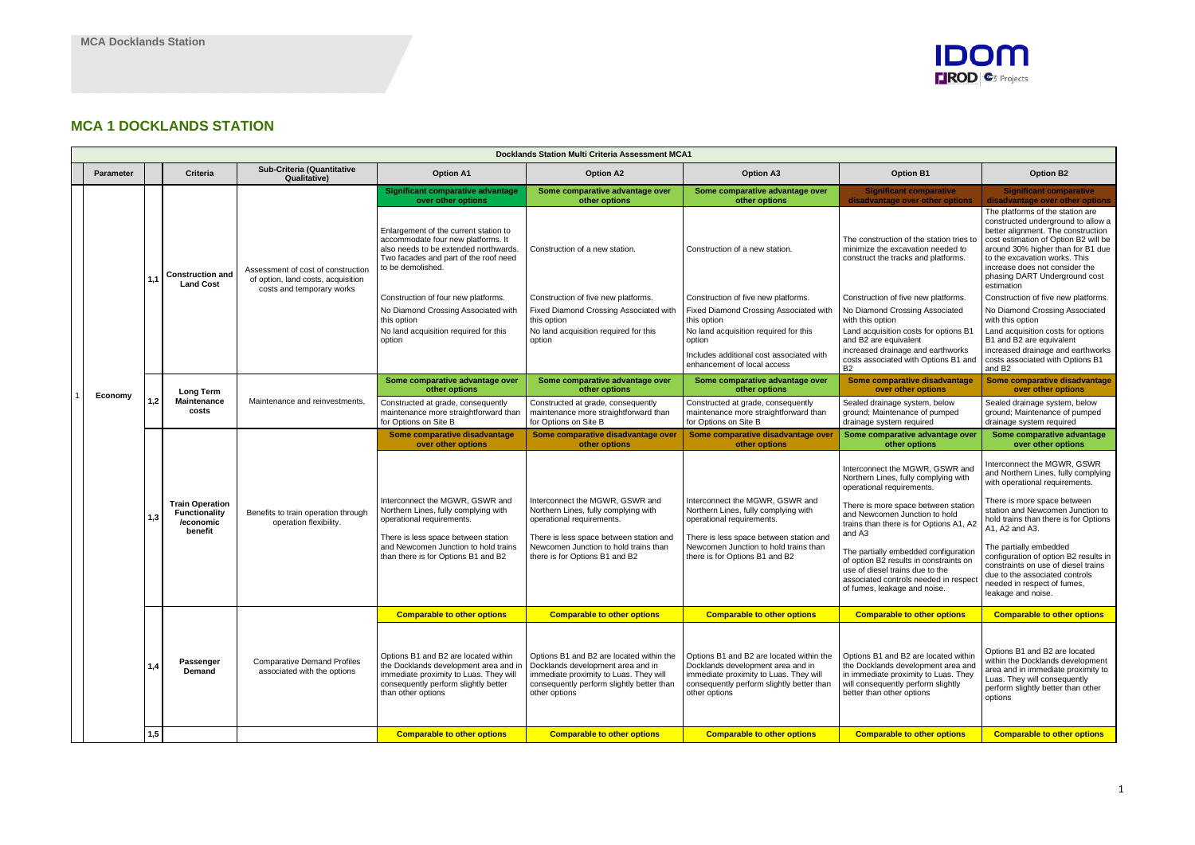## MCA 1 DOCKLANDS STATION

| Docklands Station Multi Criteria Assessment MCA1 | | | | | | | | | | |
|---|---|---|---|---|---|---|---|---|---|---|
| | **Parameter** | | **Criteria** | **Sub-Criteria (Quantitative Qualitative)** | **Option A1** | **Option A2** | **Option A3** | **Option B1** | **Option B2** |
| 1 | Economy | 1,1 | **Construction and Land Cost** | Assessment of cost of construction of option, land costs, acquisition costs and temporary works | **Significant comparative advantage over other options**<br><br>Enlargement of the current station to accommodate four new platforms. It also needs to be extended northwards. Two facades and part of the roof need to be demolished.<br><br>Construction of four new platforms.<br><br>No Diamond Crossing Associated with this option<br><br>No land acquisition required for this option | **Some comparative advantage over other options**<br><br>Construction of a new station.<br><br>Construction of five new platforms.<br><br>Fixed Diamond Crossing Associated with this option<br><br>No land acquisition required for this option | **Some comparative advantage over other options**<br><br>Construction of a new station.<br><br>Construction of five new platforms.<br><br>Fixed Diamond Crossing Associated with this option<br><br>No land acquisition required for this option<br><br>Includes additional cost associated with enhancement of local access | **Significant comparative disadvantage over other options**<br><br>The construction of the station tries to minimize the excavation needed to construct the tracks and platforms.<br><br>Construction of five new platforms.<br><br>No Diamond Crossing Associated with this option<br><br>Land acquisition costs for options B1 and B2 are equivalent<br><br>increased drainage and earthworks costs associated with Options B1 and B2 | **Significant comparative disadvantage over other options**<br><br>The platforms of the station are constructed underground to allow a better alignment. The construction cost estimation of Option B2 will be around 30% higher than for B1 due to the excavation works. This increase does not consider the phasing DART Underground cost estimation<br><br>Construction of five new platforms.<br><br>No Diamond Crossing Associated with this option<br><br>Land acquisition costs for options B1 and B2 are equivalent<br><br>increased drainage and earthworks costs associated with Options B1 and B2 |
| | | 1,2 | **Long Term Maintenance costs** | Maintenance and reinvestments, | **Some comparative advantage over other options**<br><br>Constructed at grade, consequently maintenance more straightforward than for Options on Site B | **Some comparative advantage over other options**<br><br>Constructed at grade, consequently maintenance more straightforward than for Options on Site B | **Some comparative advantage over other options**<br><br>Constructed at grade, consequently maintenance more straightforward than for Options on Site B | **Some comparative disadvantage over other options**<br><br>Sealed drainage system, below ground; Maintenance of pumped drainage system required | **Some comparative disadvantage over other options**<br><br>Sealed drainage system, below ground; Maintenance of pumped drainage system required |
| | | 1,3 | **Train Operation Functionality /economic benefit** | Benefits to train operation through operation flexibility. | **Some comparative disadvantage over other options**<br><br>Interconnect the MGWR, GSWR and Northern Lines, fully complying with operational requirements.<br><br>There is less space between station and Newcomen Junction to hold trains than there is for Options B1 and B2 | **Some comparative disadvantage over other options**<br><br>Interconnect the MGWR, GSWR and Northern Lines, fully complying with operational requirements.<br><br>There is less space between station and Newcomen Junction to hold trains than there is for Options B1 and B2 | **Some comparative disadvantage over other options**<br><br>Interconnect the MGWR, GSWR and Northern Lines, fully complying with operational requirements.<br><br>There is less space between station and Newcomen Junction to hold trains than there is for Options B1 and B2 | **Some comparative advantage over other options**<br><br>Interconnect the MGWR, GSWR and Northern Lines, fully complying with operational requirements.<br><br>There is more space between station and Newcomen Junction to hold trains than there is for Options A1, A2 and A3<br><br>The partially embedded configuration of option B2 results in constraints on use of diesel trains due to the associated controls needed in respect of fumes, leakage and noise. | **Some comparative advantage over other options**<br><br>Interconnect the MGWR, GSWR and Northern Lines, fully complying with operational requirements.<br><br>There is more space between station and Newcomen Junction to hold trains than there is for Options A1, A2 and A3.<br><br>The partially embedded configuration of option B2 results in constraints on use of diesel trains due to the associated controls needed in respect of fumes, leakage and noise. |
| | | 1,4 | **Passenger Demand** | Comparative Demand Profiles associated with the options | **Comparable to other options**<br><br>Options B1 and B2 are located within the Docklands development area and in immediate proximity to Luas. They will consequently perform slightly better than other options | **Comparable to other options**<br><br>Options B1 and B2 are located within the Docklands development area and in immediate proximity to Luas. They will consequently perform slightly better than other options | **Comparable to other options**<br><br>Options B1 and B2 are located within the Docklands development area and in immediate proximity to Luas. They will consequently perform slightly better than other options | **Comparable to other options**<br><br>Options B1 and B2 are located within the Docklands development area and in immediate proximity to Luas. They will consequently perform slightly better than other options | **Comparable to other options**<br><br>Options B1 and B2 are located within the Docklands development area and in immediate proximity to Luas. They will consequently perform slightly better than other options |
| | | 1,5 | | | **Comparable to other options** | **Comparable to other options** | **Comparable to other options** | **Comparable to other options** | **Comparable to other options** |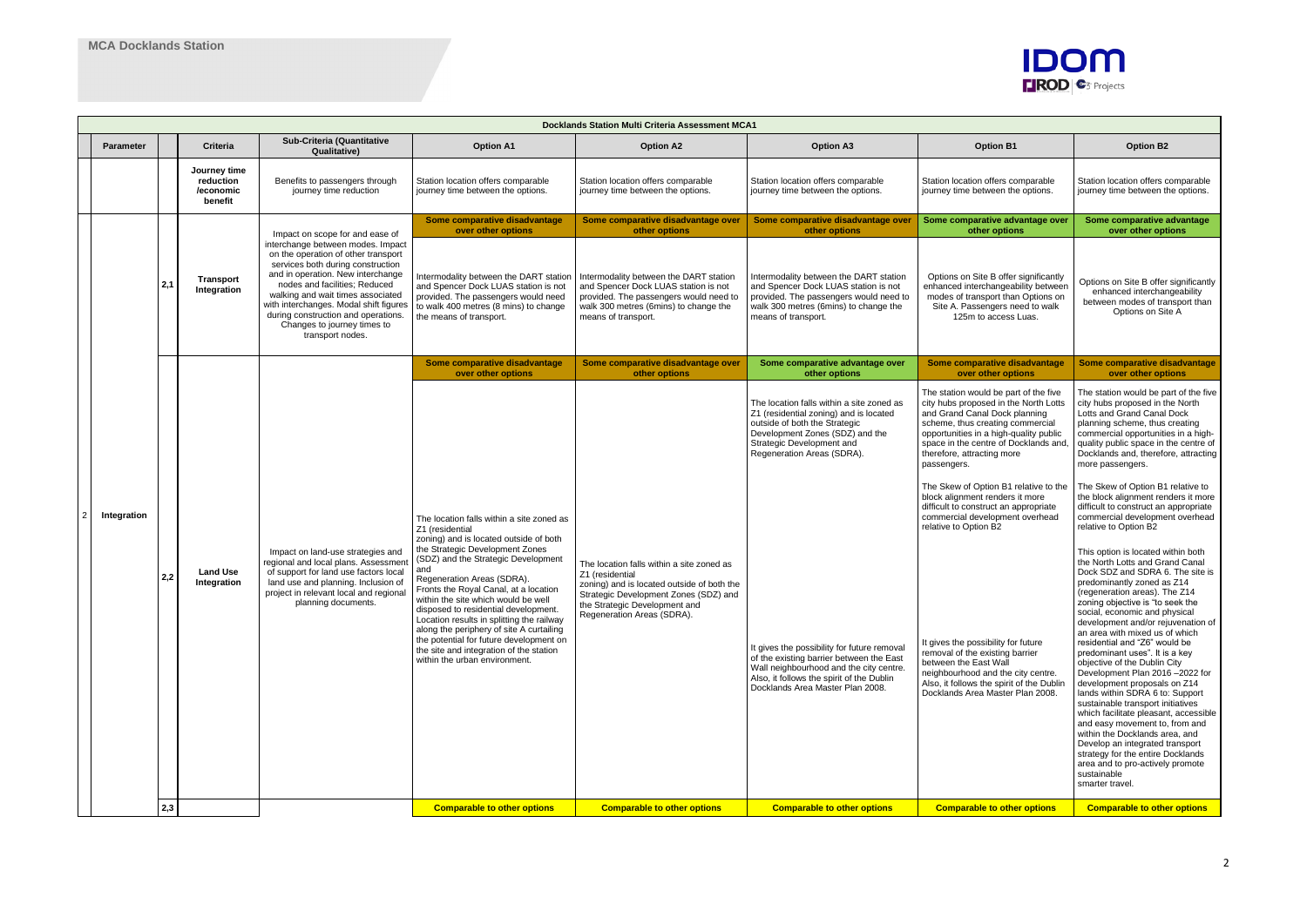## MCA Docklands Station

| | Parameter | | Criteria | Sub-Criteria (Quantitative Qualitative) | Option A1 | Option A2 | Option A3 | Option B1 | Option B2 |
|---|---|---|---|---|---|---|---|---|---|
| | | | **Docklands Station Multi Criteria Assessment MCA1** | | | | | | |
| | | | **Journey time reduction /economic benefit** | Benefits to passengers through journey time reduction | Station location offers comparable journey time between the options. | Station location offers comparable journey time between the options. | Station location offers comparable journey time between the options. | Station location offers comparable journey time between the options. | Station location offers comparable journey time between the options. |
| 2 | Integration | 2,1 | **Transport Integration** | Impact on scope for and ease of interchange between modes. Impact on the operation of other transport services both during construction and in operation. New interchange nodes and facilities; Reduced walking and wait times associated with interchanges. Modal shift figures during construction and operations. Changes to journey times to transport nodes. | **Some comparative disadvantage over other options**<br><br>Intermodality between the DART station and Spencer Dock LUAS station is not provided. The passengers would need to walk 400 metres (8 mins) to change the means of transport. | **Some comparative disadvantage over other options**<br><br>Intermodality between the DART station and Spencer Dock LUAS station is not provided. The passengers would need to walk 300 metres (6mins) to change the means of transport. | **Some comparative disadvantage over other options**<br><br>Intermodality between the DART station and Spencer Dock LUAS station is not provided. The passengers would need to walk 300 metres (6mins) to change the means of transport. | **Some comparative advantage over other options**<br><br>Options on Site B offer significantly enhanced interchangeability between modes of transport than Options on Site A. Passengers need to walk 125m to access Luas. | **Some comparative advantage over other options**<br><br>Options on Site B offer significantly enhanced interchangeability between modes of transport than Options on Site A |
| | | 2,2 | **Land Use Integration** | Impact on land-use strategies and regional and local plans. Assessment of support for land use factors local land use and planning. Inclusion of project in relevant local and regional planning documents. | **Some comparative disadvantage over other options**<br><br>The location falls within a site zoned as Z1 (residential zoning) and is located outside of both the Strategic Development Zones (SDZ) and the Strategic Development and Regeneration Areas (SDRA). Fronts the Royal Canal, at a location within the site which would be well disposed to residential development. Location results in splitting the railway along the periphery of site A curtailing the potential for future development on the site and integration of the station within the urban environment. | **Some comparative disadvantage over other options**<br><br>The location falls within a site zoned as Z1 (residential zoning) and is located outside of both the Strategic Development Zones (SDZ) and the Strategic Development and Regeneration Areas (SDRA). | **Some comparative advantage over other options**<br><br>The location falls within a site zoned as Z1 (residential zoning) and is located outside of both the Strategic Development Zones (SDZ) and the Strategic Development and Regeneration Areas (SDRA).<br><br>It gives the possibility for future removal of the existing barrier between the East Wall neighbourhood and the city centre. Also, it follows the spirit of the Dublin Docklands Area Master Plan 2008. | **Some comparative disadvantage over other options**<br><br>The station would be part of the five city hubs proposed in the North Lotts and Grand Canal Dock planning scheme, thus creating commercial opportunities in a high-quality public space in the centre of Docklands and, therefore, attracting more passengers.<br><br>The Skew of Option B1 relative to the block alignment renders it more difficult to construct an appropriate commercial development overhead relative to Option B2<br><br>It gives the possibility for future removal of the existing barrier between the East Wall neighbourhood and the city centre. Also, it follows the spirit of the Dublin Docklands Area Master Plan 2008. | **Some comparative disadvantage over other options**<br><br>The station would be part of the five city hubs proposed in the North Lotts and Grand Canal Dock planning scheme, thus creating commercial opportunities in a high-quality public space in the centre of Docklands and, therefore, attracting more passengers.<br><br>The Skew of Option B1 relative to the block alignment renders it more difficult to construct an appropriate commercial development overhead relative to Option B2<br><br>This option is located within both the North Lotts and Grand Canal Dock SDZ and SDRA 6. The site is predominantly zoned as Z14 (regeneration areas). The Z14 zoning objective is "to seek the social, economic and physical development and/or rejuvenation of an area with mixed us of which residential and "Z6" would be predominant uses". It is a key objective of the Dublin City Development Plan 2016 –2022 for development proposals on Z14 lands within SDRA 6 to: Support sustainable transport initiatives which facilitate pleasant, accessible and easy movement to, from and within the Docklands area, and Develop an integrated transport strategy for the entire Docklands area and to pro-actively promote sustainable smarter travel. |
| | | 2,3 | | | **Comparable to other options** | **Comparable to other options** | **Comparable to other options** | **Comparable to other options** | **Comparable to other options** |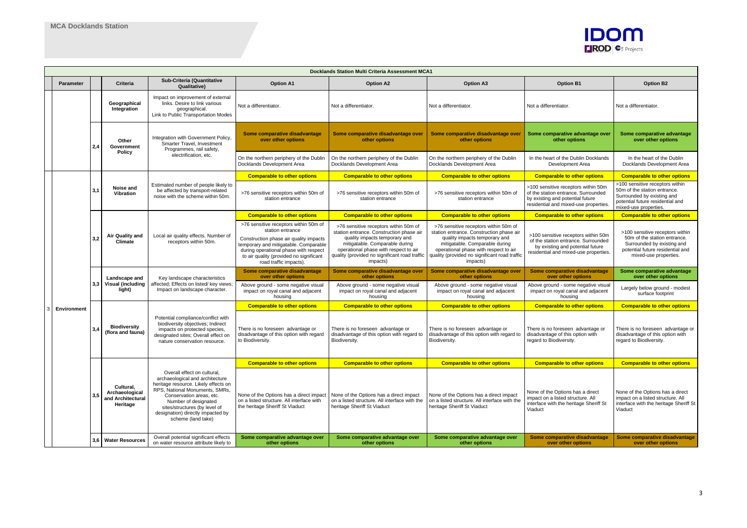## MCA Docklands Station

| | Parameter | | Criteria | Sub-Criteria (Quantitative Qualitative) | Option A1 | Option A2 | Option A3 | Option B1 | Option B2 |
|---|---|---|---|---|---|---|---|---|---|
| **Docklands Station Multi Criteria Assessment MCA1** | | | | | | | | | |
| | | | **Geographical Integration** | Impact on improvement of external links. Desire to link various geographical. Link to Public Transportation Modes | Not a differentiator. | Not a differentiator. | Not a differentiator. | Not a differentiator. | Not a differentiator. |
| | | 2,4 | **Other Government Policy** | Integration with Government Policy, Smarter Travel, Investment Programmes, rail safety, electrification, etc. | **Some comparative disadvantage over other options**<br>On the northern periphery of the Dublin Docklands Development Area | **Some comparative disadvantage over other options**<br>On the northern periphery of the Dublin Docklands Development Area | **Some comparative disadvantage over other options**<br>On the northern periphery of the Dublin Docklands Development Area | **Some comparative advantage over other options**<br>In the heart of the Dublin Docklands Development Area | **Some comparative advantage over other options**<br>In the heart of the Dublin Docklands Development Area |
| 3 | **Environment** | 3,1 | **Noise and Vibration** | Estimated number of people likely to be affected by transport-related noise with the scheme within 50m. | **Comparable to other options**<br>>76 sensitive receptors within 50m of station entrance | **Comparable to other options**<br>>76 sensitive receptors within 50m of station entrance | **Comparable to other options**<br>>76 sensitive receptors within 50m of station entrance | **Comparable to other options**<br>>100 sensitive receptors within 50m of the station entrance. Surrounded by existing and potential future residential and mixed-use properties. | **Comparable to other options**<br>>100 sensitive receptors within 50m of the station entrance. Surrounded by existing and potential future residential and mixed-use properties. |
| | | 3,2 | **Air Quality and Climate** | Local air quality effects. Number of receptors within 50m. | **Comparable to other options**<br>>76 sensitive receptors within 50m of station entrance<br>Construction phase air quality impacts temporary and mitigatable. Comparable during operational phase with respect to air quality (provided no significant road traffic impacts). | **Comparable to other options**<br>>76 sensitive receptors within 50m of station entrance. Construction phase air quality impacts temporary and mitigatable. Comparable during operational phase with respect to air quality (provided no significant road traffic impacts) | **Comparable to other options**<br>>76 sensitive receptors within 50m of station entrance. Construction phase air quality impacts temporary and mitigatable. Comparable during operational phase with respect to air quality (provided no significant road traffic impacts) | **Comparable to other options**<br>>100 sensitive receptors within 50m of the station entrance. Surrounded by existing and potential future residential and mixed-use properties. | **Comparable to other options**<br>>100 sensitive receptors within 50m of the station entrance. Surrounded by existing and potential future residential and mixed-use properties. |
| | | 3,3 | **Landscape and Visual (including light)** | Key landscape characteristics affected; Effects on listed/ key views; Impact on landscape character. | **Some comparative disadvantage over other options**<br>Above ground - some negative visual impact on royal canal and adjacent housing | **Some comparative disadvantage over other options**<br>Above ground - some negative visual impact on royal canal and adjacent housing | **Some comparative disadvantage over other options**<br>Above ground - some negative visual impact on royal canal and adjacent housing | **Some comparative disadvantage over other options**<br>Above ground - some negative visual impact on royal canal and adjacent housing | **Some comparative advantage over other options**<br>Largely below ground - modest surface footprint |
| | | 3,4 | **Biodiversity (flora and fauna)** | Potential compliance/conflict with biodiversity objectives; Indirect impacts on protected species, designated sites; Overall effect on nature conservation resource. | **Comparable to other options**<br>There is no foreseen advantage or disadvantage of this option with regard to Biodiversity. | **Comparable to other options**<br>There is no foreseen advantage or disadvantage of this option with regard to Biodiversity. | **Comparable to other options**<br>There is no foreseen advantage or disadvantage of this option with regard to Biodiversity. | **Comparable to other options**<br>There is no foreseen advantage or disadvantage of this option with regard to Biodiversity. | **Comparable to other options**<br>There is no foreseen advantage or disadvantage of this option with regard to Biodiversity. |
| | | 3,5 | **Cultural, Archaeological and Architectural Heritage** | Overall effect on cultural, archaeological and architecture heritage resource. Likely effects on RPS, National Monuments, SMRs, Conservation areas, etc. Number of designated sites/structures (by level of designation) directly impacted by scheme (land take) | **Comparable to other options**<br>None of the Options has a direct impact on a listed structure. All interface with the heritage Sheriff St Viaduct | **Comparable to other options**<br>None of the Options has a direct impact on a listed structure. All interface with the heritage Sheriff St Viaduct | **Comparable to other options**<br>None of the Options has a direct impact on a listed structure. All interface with the heritage Sheriff St Viaduct | **Comparable to other options**<br>None of the Options has a direct impact on a listed structure. All interface with the heritage Sheriff St Viaduct | **Comparable to other options**<br>None of the Options has a direct impact on a listed structure. All interface with the heritage Sheriff St Viaduct |
| | | 3,6 | **Water Resources** | Overall potential significant effects on water resource attribute likely to | **Some comparative advantage over other options** | **Some comparative advantage over other options** | **Some comparative advantage over other options** | **Some comparative disadvantage over other options** | **Some comparative disadvantage over other options** |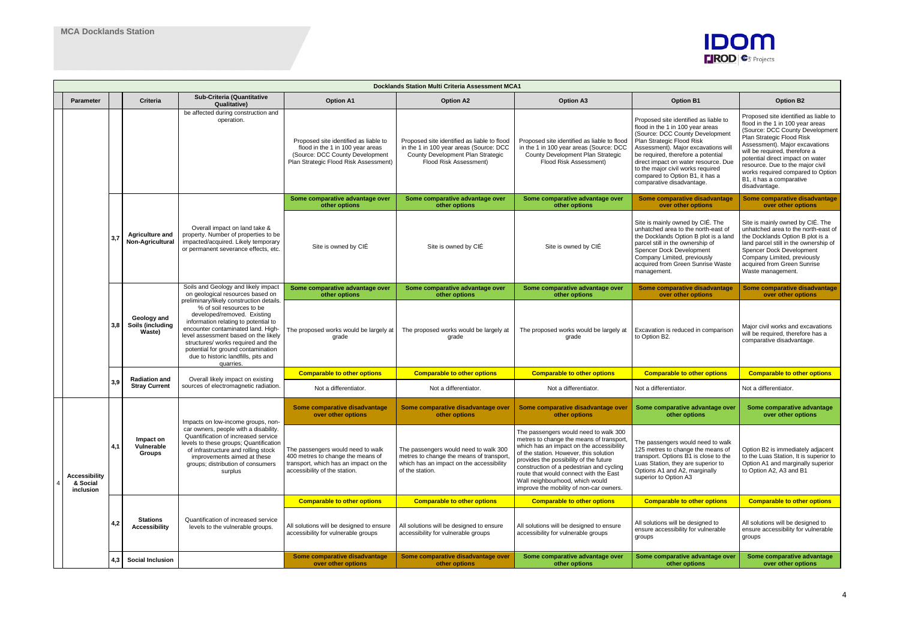**MCA Docklands Station**

| | Parameter | | Criteria | Sub-Criteria (Quantitative Qualitative) | Option A1 | Option A2 | Option A3 | Option B1 | Option B2 |
|---|---|---|---|---|---|---|---|---|---|
| | | | | be affected during construction and operation. | Proposed site identified as liable to flood in the 1 in 100 year areas (Source: DCC County Development Plan Strategic Flood Risk Assessment) | Proposed site identified as liable to flood in the 1 in 100 year areas (Source: DCC County Development Plan Strategic Flood Risk Assessment) | Proposed site identified as liable to flood in the 1 in 100 year areas (Source: DCC County Development Plan Strategic Flood Risk Assessment) | Proposed site identified as liable to flood in the 1 in 100 year areas (Source: DCC County Development Plan Strategic Flood Risk Assessment). Major excavations will be required, therefore a potential direct impact on water resource. Due to the major civil works required compared to Option B1, it has a comparative disadvantage. | Proposed site identified as liable to flood in the 1 in 100 year areas (Source: DCC County Development Plan Strategic Flood Risk Assessment). Major excavations will be required, therefore a potential direct impact on water resource. Due to the major civil works required compared to Option B1, it has a comparative disadvantage. |
| | | 3,7 | Agriculture and Non-Agricultural | Overall impact on land take & property. Number of properties to be impacted/acquired. Likely temporary or permanent severance effects, etc. | **Some comparative advantage over other options** | **Some comparative advantage over other options** | **Some comparative advantage over other options** | **Some comparative disadvantage over other options** | **Some comparative disadvantage over other options** |
| | | | | | Site is owned by CIÉ | Site is owned by CIÉ | Site is owned by CIÉ | Site is mainly owned by CIÉ. The unhatched area to the north-east of the Docklands Option B plot is a land parcel still in the ownership of Spencer Dock Development Company Limited, previously acquired from Green Sunrise Waste management. | Site is mainly owned by CIÉ. The unhatched area to the north-east of the Docklands Option B plot is a land parcel still in the ownership of Spencer Dock Development Company Limited, previously acquired from Green Sunrise Waste management. |
| | | 3,8 | Geology and Soils (including Waste) | Soils and Geology and likely impact on geological resources based on preliminary/likely construction details. % of soil resources to be developed/removed. Existing information relating to potential to encounter contaminated land. High-level assessment based on the likely structures/ works required and the potential for ground contamination due to historic landfills, pits and quarries. | **Some comparative advantage over other options** | **Some comparative advantage over other options** | **Some comparative advantage over other options** | **Some comparative disadvantage over other options** | **Some comparative disadvantage over other options** |
| | | | | | The proposed works would be largely at grade | The proposed works would be largely at grade | The proposed works would be largely at grade | Excavation is reduced in comparison to Option B2. | Major civil works and excavations will be required, therefore has a comparative disadvantage. |
| | | 3,9 | Radiation and Stray Current | Overall likely impact on existing sources of electromagnetic radiation. | **Comparable to other options** | **Comparable to other options** | **Comparable to other options** | **Comparable to other options** | **Comparable to other options** |
| | | | | | Not a differentiator. | Not a differentiator. | Not a differentiator. | Not a differentiator. | Not a differentiator. |
| 4 | Accessibility & Social inclusion | 4,1 | Impact on Vulnerable Groups | Impacts on low-income groups, non-car owners, people with a disability. Quantification of increased service levels to these groups; Quantification of infrastructure and rolling stock improvements aimed at these groups; distribution of consumers surplus | **Some comparative disadvantage over other options** | **Some comparative disadvantage over other options** | **Some comparative disadvantage over other options** | **Some comparative advantage over other options** | **Some comparative advantage over other options** |
| | | | | | The passengers would need to walk 400 metres to change the means of transport, which has an impact on the accessibility of the station. | The passengers would need to walk 300 metres to change the means of transport, which has an impact on the accessibility of the station. | The passengers would need to walk 300 metres to change the means of transport, which has an impact on the accessibility of the station. However, this solution provides the possibility of the future construction of a pedestrian and cycling route that would connect with the East Wall neighbourhood, which would improve the mobility of non-car owners. | The passengers would need to walk 125 metres to change the means of transport. Options B1 is close to the Luas Station, they are superior to Options A1 and A2, marginally superior to Option A3 | Option B2 is immediately adjacent to the Luas Station, It is superior to Option A1 and marginally superior to Option A2, A3 and B1 |
| | | 4,2 | Stations Accessibility | Quantification of increased service levels to the vulnerable groups. | **Comparable to other options** | **Comparable to other options** | **Comparable to other options** | **Comparable to other options** | **Comparable to other options** |
| | | | | | All solutions will be designed to ensure accessibility for vulnerable groups | All solutions will be designed to ensure accessibility for vulnerable groups | All solutions will be designed to ensure accessibility for vulnerable groups | All solutions will be designed to ensure accessibility for vulnerable groups | All solutions will be designed to ensure accessibility for vulnerable groups |
| | | 4,3 | Social Inclusion | | **Some comparative disadvantage over other options** | **Some comparative disadvantage over other options** | **Some comparative advantage over other options** | **Some comparative advantage over other options** | **Some comparative advantage over other options** |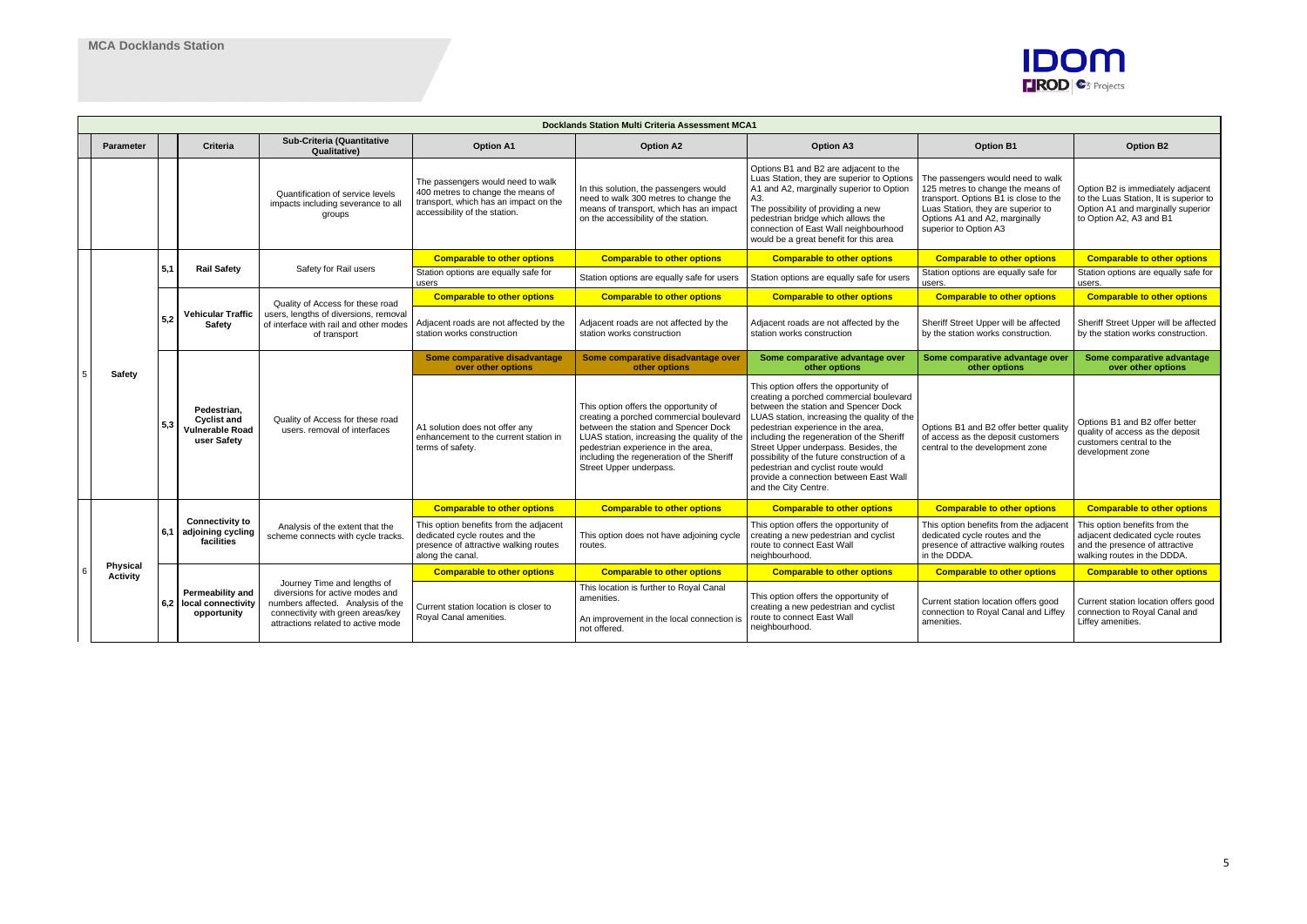# MCA Docklands Station

| Docklands Station Multi Criteria Assessment MCA1 | | | | | | | | | | |
|---|---|---|---|---|---|---|---|---|---|---|
| | **Parameter** | | **Criteria** | **Sub-Criteria (Quantitative Qualitative)** | **Option A1** | **Option A2** | **Option A3** | **Option B1** | **Option B2** |
| | | | | Quantification of service levels impacts including severance to all groups | The passengers would need to walk 400 metres to change the means of transport, which has an impact on the accessibility of the station. | In this solution, the passengers would need to walk 300 metres to change the means of transport, which has an impact on the accessibility of the station. | Options B1 and B2 are adjacent to the Luas Station, they are superior to Options A1 and A2, marginally superior to Option A3. The possibility of providing a new pedestrian bridge which allows the connection of East Wall neighbourhood would be a great benefit for this area | The passengers would need to walk 125 metres to change the means of transport. Options B1 is close to the Luas Station, they are superior to Options A1 and A2, marginally superior to Option A3 | Option B2 is immediately adjacent to the Luas Station, It is superior to Option A1 and marginally superior to Option A2, A3 and B1 |
| 5 | Safety | 5,1 | **Rail Safety** | Safety for Rail users | **Comparable to other options** | **Comparable to other options** | **Comparable to other options** | **Comparable to other options** | **Comparable to other options** |
| | | | | | Station options are equally safe for users | Station options are equally safe for users | Station options are equally safe for users | Station options are equally safe for users. | Station options are equally safe for users. |
| | | 5,2 | **Vehicular Traffic Safety** | Quality of Access for these road users, lengths of diversions, removal of interface with rail and other modes of transport | **Comparable to other options** | **Comparable to other options** | **Comparable to other options** | **Comparable to other options** | **Comparable to other options** |
| | | | | | Adjacent roads are not affected by the station works construction | Adjacent roads are not affected by the station works construction | Adjacent roads are not affected by the station works construction | Sheriff Street Upper will be affected by the station works construction. | Sheriff Street Upper will be affected by the station works construction. |
| | | 5,3 | **Pedestrian, Cyclist and Vulnerable Road user Safety** | Quality of Access for these road users. removal of interfaces | **Some comparative disadvantage over other options** | **Some comparative disadvantage over other options** | **Some comparative advantage over other options** | **Some comparative advantage over other options** | **Some comparative advantage over other options** |
| | | | | | A1 solution does not offer any enhancement to the current station in terms of safety. | This option offers the opportunity of creating a porched commercial boulevard between the station and Spencer Dock LUAS station, increasing the quality of the pedestrian experience in the area, including the regeneration of the Sheriff Street Upper underpass. | This option offers the opportunity of creating a porched commercial boulevard between the station and Spencer Dock LUAS station, increasing the quality of the pedestrian experience in the area, including the regeneration of the Sheriff Street Upper underpass. Besides, the possibility of the future construction of a pedestrian and cyclist route would provide a connection between East Wall and the City Centre. | Options B1 and B2 offer better quality of access as the deposit customers central to the development zone | Options B1 and B2 offer better quality of access as the deposit customers central to the development zone |
| 6 | Physical Activity | 6,1 | **Connectivity to adjoining cycling facilities** | Analysis of the extent that the scheme connects with cycle tracks. | **Comparable to other options** | **Comparable to other options** | **Comparable to other options** | **Comparable to other options** | **Comparable to other options** |
| | | | | | This option benefits from the adjacent dedicated cycle routes and the presence of attractive walking routes along the canal. | This option does not have adjoining cycle routes. | This option offers the opportunity of creating a new pedestrian and cyclist route to connect East Wall neighbourhood. | This option benefits from the adjacent dedicated cycle routes and the presence of attractive walking routes in the DDDA. | This option benefits from the adjacent dedicated cycle routes and the presence of attractive walking routes in the DDDA. |
| | | 6,2 | **Permeability and local connectivity opportunity** | Journey Time and lengths of diversions for active modes and numbers affected. Analysis of the connectivity with green areas/key attractions related to active mode | **Comparable to other options** | **Comparable to other options** | **Comparable to other options** | **Comparable to other options** | **Comparable to other options** |
| | | | | | Current station location is closer to Royal Canal amenities. | This location is further to Royal Canal amenities. An improvement in the local connection is not offered. | This option offers the opportunity of creating a new pedestrian and cyclist route to connect East Wall neighbourhood. | Current station location offers good connection to Royal Canal and Liffey amenities. | Current station location offers good connection to Royal Canal and Liffey amenities. |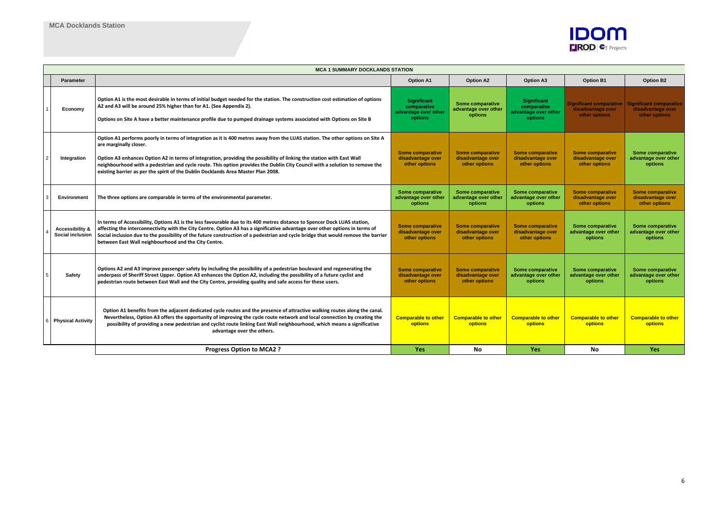## MCA Docklands Station

| | Parameter | MCA 1 SUMMARY DOCKLANDS STATION | Option A1 | Option A2 | Option A3 | Option B1 | Option B2 |
|---|---|---|---|---|---|---|---|
| 1 | Economy | **Option A1 is the most desirable in terms of initial budget needed for the station. The construction cost estimation of options A2 and A3 will be around 25% higher than for A1. (See Appendix 2).** **Options on Site A have a better maintenance profile due to pumped drainage systems associated with Options on Site B** | Significant comparative advantage over other options | Some comparative advantage over other options | Significant comparative advantage over other options | Significant comparative disadvantage over other options | Significant comparative disadvantage over other options |
| 2 | Integration | **Option A1 performs poorly in terms of integration as it is 400 metres away from the LUAS station. The other options on Site A are marginally closer.** **Option A3 enhances Option A2 in terms of integration, providing the possibility of linking the station with East Wall neighbourhood with a pedestrian and cycle route. This option provides the Dublin City Council with a solution to remove the existing barrier as per the spirit of the Dublin Docklands Area Master Plan 2008.** | Some comparative disadvantage over other options | Some comparative disadvantage over other options | Some comparative disadvantage over other options | Some comparative disadvantage over other options | Some comparative advantage over other options |
| 3 | Environment | **The three options are comparable in terms of the environmental parameter.** | Some comparative advantage over other options | Some comparative advantage over other options | Some comparative advantage over other options | Some comparative disadvantage over other options | Some comparative disadvantage over other options |
| 4 | Accessibility & Social inclusion | **In terms of Accessibility, Options A1 is the less favourable due to its 400 metres distance to Spencer Dock LUAS station, affecting the interconnectivity with the City Centre. Option A3 has a significative advantage over other options in terms of Social inclusion due to the possibility of the future construction of a pedestrian and cycle bridge that would remove the barrier between East Wall neighbourhood and the City Centre.** | Some comparative disadvantage over other options | Some comparative disadvantage over other options | Some comparative disadvantage over other options | Some comparative advantage over other options | Some comparative advantage over other options |
| 5 | Safety | **Options A2 and A3 improve passenger safety by including the possibility of a pedestrian boulevard and regenerating the underpass of Sheriff Street Upper. Option A3 enhances the Option A2, including the possibility of a future cyclist and pedestrian route between East Wall and the City Centre, providing quality and safe access for these users.** | Some comparative disadvantage over other options | Some comparative disadvantage over other options | Some comparative advantage over other options | Some comparative advantage over other options | Some comparative advantage over other options |
| 6 | Physical Activity | **Option A1 benefits from the adjacent dedicated cycle routes and the presence of attractive walking routes along the canal. Nevertheless, Option A3 offers the opportunity of improving the cycle route network and local connection by creating the possibility of providing a new pedestrian and cyclist route linking East Wall neighbourhood, which means a significative advantage over the others.** | Comparable to other options | Comparable to other options | Comparable to other options | Comparable to other options | Comparable to other options |
| | | **Progress Option to MCA2 ?** | **Yes** | **No** | **Yes** | **No** | **Yes** |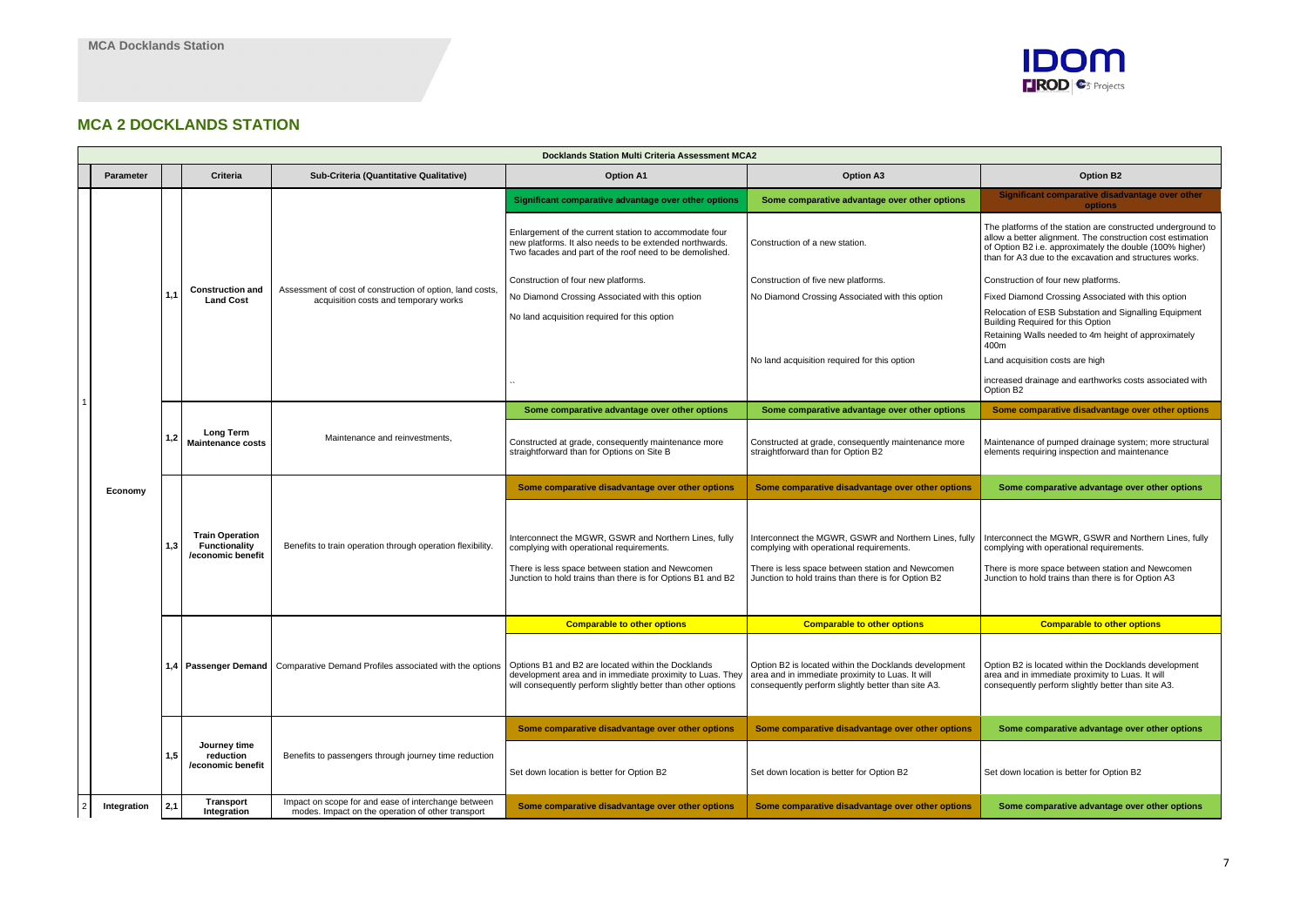## MCA 2 DOCKLANDS STATION

| | Parameter | | Criteria | Sub-Criteria (Quantitative Qualitative) | Option A1 | Option A3 | Option B2 |
|---|---|---|---|---|---|---|---|
| | | | | | **Docklands Station Multi Criteria Assessment MCA2** | | |
| 1 | Economy | 1,1 | **Construction and Land Cost** | Assessment of cost of construction of option, land costs, acquisition costs and temporary works | **Significant comparative advantage over other options**<br><br>Enlargement of the current station to accommodate four new platforms. It also needs to be extended northwards. Two facades and part of the roof need to be demolished.<br><br>Construction of four new platforms.<br><br>No Diamond Crossing Associated with this option<br><br>No land acquisition required for this option<br><br>`` | **Some comparative advantage over other options**<br><br>Construction of a new station.<br><br>Construction of five new platforms.<br><br>No Diamond Crossing Associated with this option<br><br>No land acquisition required for this option | **Significant comparative disadvantage over other options**<br><br>The platforms of the station are constructed underground to allow a better alignment. The construction cost estimation of Option B2 i.e. approximately the double (100% higher) than for A3 due to the excavation and structures works.<br><br>Construction of four new platforms.<br><br>Fixed Diamond Crossing Associated with this option<br><br>Relocation of ESB Substation and Signalling Equipment Building Required for this Option<br><br>Retaining Walls needed to 4m height of approximately 400m<br><br>Land acquisition costs are high<br><br>increased drainage and earthworks costs associated with Option B2 |
| | | 1,2 | **Long Term Maintenance costs** | Maintenance and reinvestments, | **Some comparative advantage over other options**<br><br>Constructed at grade, consequently maintenance more straightforward than for Options on Site B | **Some comparative advantage over other options**<br><br>Constructed at grade, consequently maintenance more straightforward than for Option B2 | **Some comparative disadvantage over other options**<br><br>Maintenance of pumped drainage system; more structural elements requiring inspection and maintenance |
| | | 1,3 | **Train Operation Functionality /economic benefit** | Benefits to train operation through operation flexibility. | **Some comparative disadvantage over other options**<br><br>Interconnect the MGWR, GSWR and Northern Lines, fully complying with operational requirements.<br><br>There is less space between station and Newcomen Junction to hold trains than there is for Options B1 and B2 | **Some comparative disadvantage over other options**<br><br>Interconnect the MGWR, GSWR and Northern Lines, fully complying with operational requirements.<br><br>There is less space between station and Newcomen Junction to hold trains than there is for Option B2 | **Some comparative advantage over other options**<br><br>Interconnect the MGWR, GSWR and Northern Lines, fully complying with operational requirements.<br><br>There is more space between station and Newcomen Junction to hold trains than there is for Option A3 |
| | | 1,4 | **Passenger Demand** | Comparative Demand Profiles associated with the options | **Comparable to other options**<br><br>Options B1 and B2 are located within the Docklands development area and in immediate proximity to Luas. They will consequently perform slightly better than other options | **Comparable to other options**<br><br>Option B2 is located within the Docklands development area and in immediate proximity to Luas. It will consequently perform slightly better than site A3. | **Comparable to other options**<br><br>Option B2 is located within the Docklands development area and in immediate proximity to Luas. It will consequently perform slightly better than site A3. |
| | | 1,5 | **Journey time reduction /economic benefit** | Benefits to passengers through journey time reduction | **Some comparative disadvantage over other options**<br><br>Set down location is better for Option B2 | **Some comparative disadvantage over other options**<br><br>Set down location is better for Option B2 | **Some comparative advantage over other options**<br><br>Set down location is better for Option B2 |
| 2 | Integration | 2,1 | **Transport Integration** | Impact on scope for and ease of interchange between modes. Impact on the operation of other transport | **Some comparative disadvantage over other options** | **Some comparative disadvantage over other options** | **Some comparative advantage over other options** |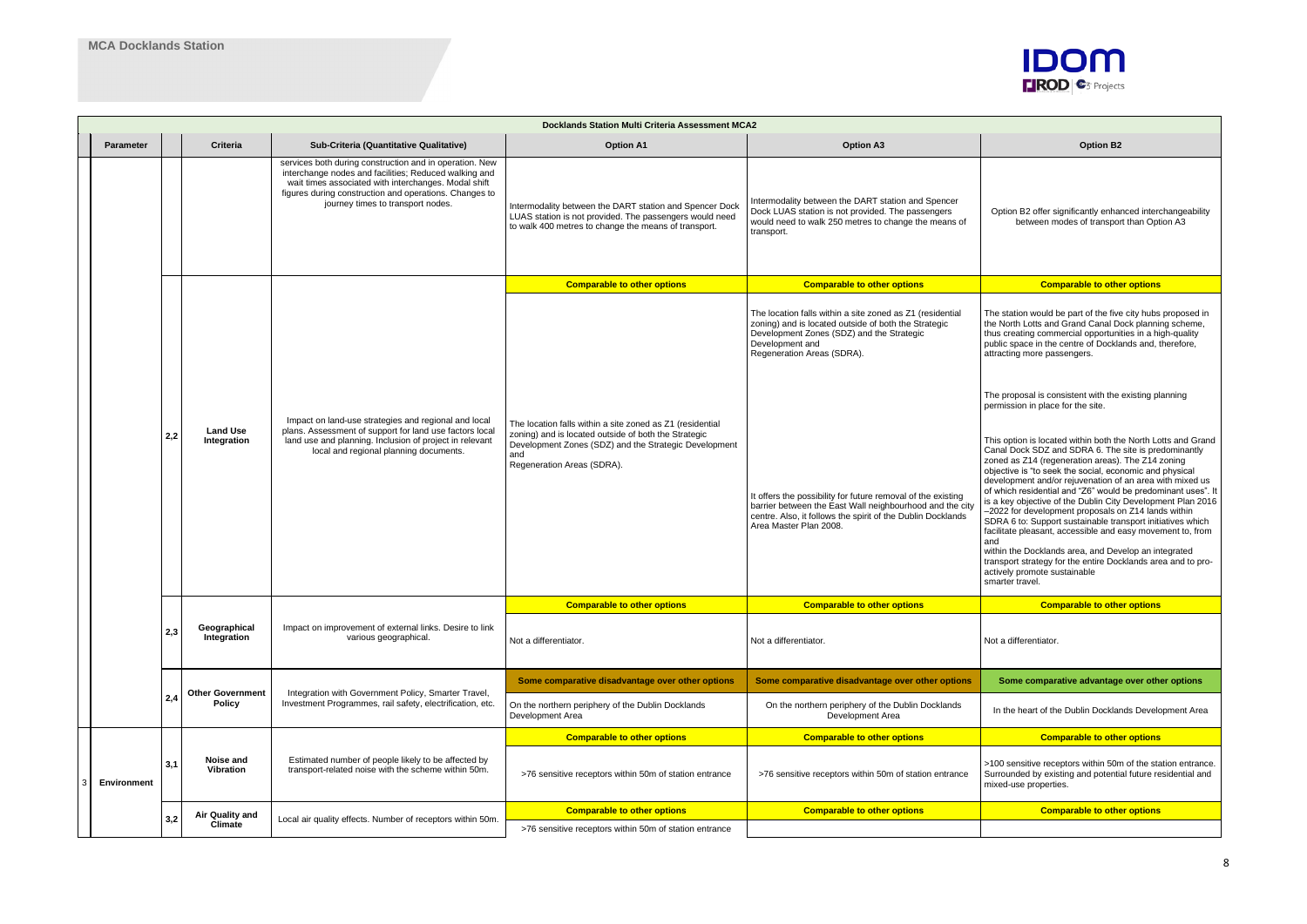## MCA Docklands Station

| | Parameter | | Criteria | Sub-Criteria (Quantitative Qualitative) | Option A1 | Option A3 | Option B2 |
|---|---|---|---|---|---|---|---|
| | | | | **Docklands Station Multi Criteria Assessment MCA2** | | | |
| | | | | services both during construction and in operation. New interchange nodes and facilities; Reduced walking and wait times associated with interchanges. Modal shift figures during construction and operations. Changes to journey times to transport nodes. | Intermodality between the DART station and Spencer Dock LUAS station is not provided. The passengers would need to walk 400 metres to change the means of transport. | Intermodality between the DART station and Spencer Dock LUAS station is not provided. The passengers would need to walk 250 metres to change the means of transport. | Option B2 offer significantly enhanced interchangeability between modes of transport than Option A3 |
| | | 2,2 | Land Use Integration | Impact on land-use strategies and regional and local plans. Assessment of support for land use factors local land use and planning. Inclusion of project in relevant local and regional planning documents. | **Comparable to other options**<br><br>The location falls within a site zoned as Z1 (residential zoning) and is located outside of both the Strategic Development Zones (SDZ) and the Strategic Development and Regeneration Areas (SDRA). | **Comparable to other options**<br><br>The location falls within a site zoned as Z1 (residential zoning) and is located outside of both the Strategic Development Zones (SDZ) and the Strategic Development and Regeneration Areas (SDRA).<br><br>It offers the possibility for future removal of the existing barrier between the East Wall neighbourhood and the city centre. Also, it follows the spirit of the Dublin Docklands Area Master Plan 2008. | **Comparable to other options**<br><br>The station would be part of the five city hubs proposed in the North Lotts and Grand Canal Dock planning scheme, thus creating commercial opportunities in a high-quality public space in the centre of Docklands and, therefore, attracting more passengers.<br><br>The proposal is consistent with the existing planning permission in place for the site.<br><br>This option is located within both the North Lotts and Grand Canal Dock SDZ and SDRA 6. The site is predominantly zoned as Z14 (regeneration areas). The Z14 zoning objective is "to seek the social, economic and physical development and/or rejuvenation of an area with mixed us of which residential and "Z6" would be predominant uses". It is a key objective of the Dublin City Development Plan 2016 –2022 for development proposals on Z14 lands within SDRA 6 to: Support sustainable transport initiatives which facilitate pleasant, accessible and easy movement to, from and within the Docklands area, and Develop an integrated transport strategy for the entire Docklands area and to pro-actively promote sustainable smarter travel. |
| | | 2,3 | Geographical Integration | Impact on improvement of external links. Desire to link various geographical. | **Comparable to other options**<br><br>Not a differentiator. | **Comparable to other options**<br><br>Not a differentiator. | **Comparable to other options**<br><br>Not a differentiator. |
| | | 2,4 | Other Government Policy | Integration with Government Policy, Smarter Travel, Investment Programmes, rail safety, electrification, etc. | **Some comparative disadvantage over other options**<br><br>On the northern periphery of the Dublin Docklands Development Area | **Some comparative disadvantage over other options**<br><br>On the northern periphery of the Dublin Docklands Development Area | **Some comparative advantage over other options**<br><br>In the heart of the Dublin Docklands Development Area |
| 3 | Environment | 3,1 | Noise and Vibration | Estimated number of people likely to be affected by transport-related noise with the scheme within 50m. | **Comparable to other options**<br><br>>76 sensitive receptors within 50m of station entrance | **Comparable to other options**<br><br>>76 sensitive receptors within 50m of station entrance | **Comparable to other options**<br><br>>100 sensitive receptors within 50m of the station entrance. Surrounded by existing and potential future residential and mixed-use properties. |
| | | 3,2 | Air Quality and Climate | Local air quality effects. Number of receptors within 50m. | **Comparable to other options**<br><br>>76 sensitive receptors within 50m of station entrance | **Comparable to other options** | **Comparable to other options** |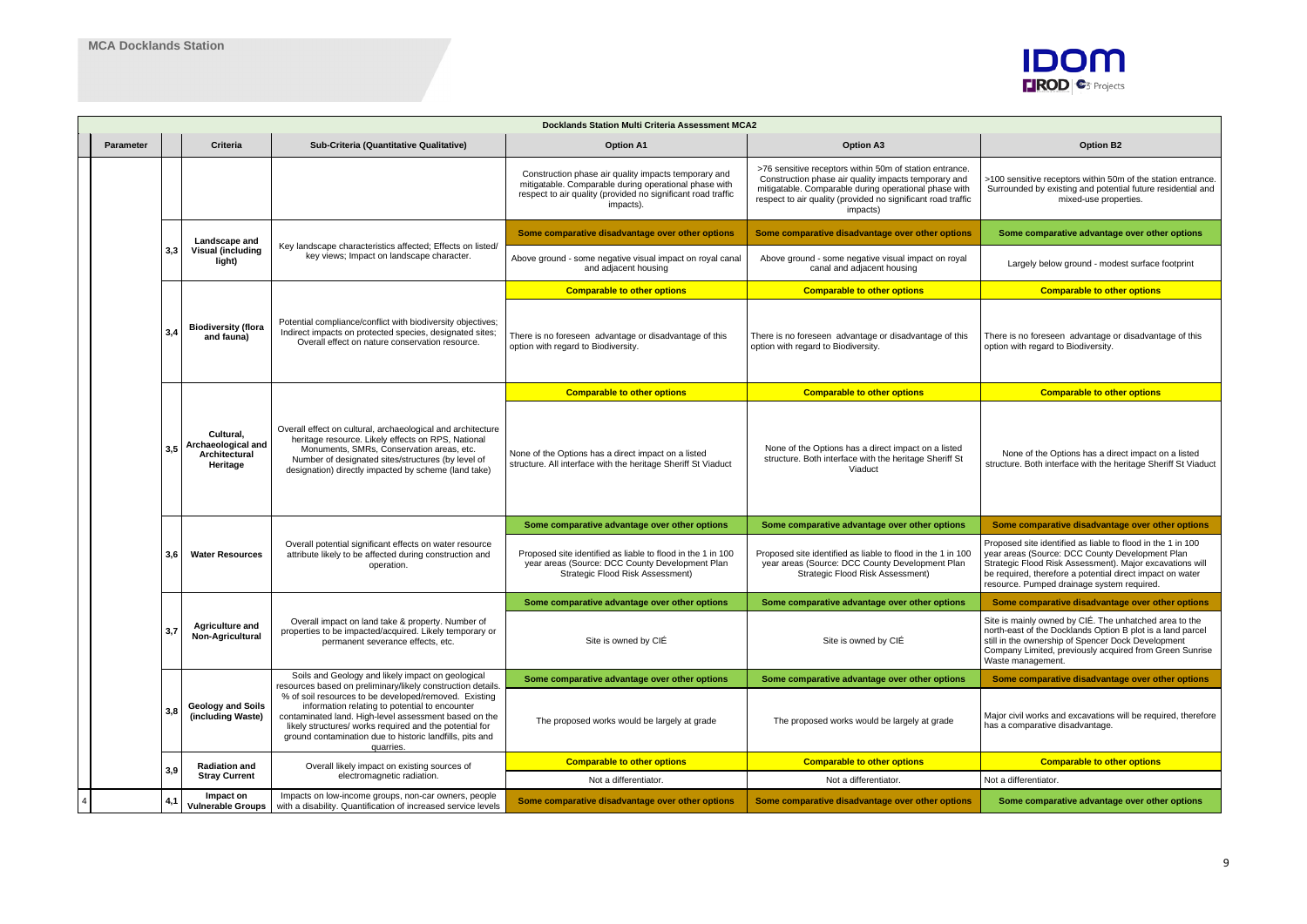## MCA Docklands Station

| Docklands Station Multi Criteria Assessment MCA2 | | | | | | |
|---|---|---|---|---|---|---|
| Parameter | | Criteria | Sub-Criteria (Quantitative Qualitative) | Option A1 | Option A3 | Option B2 |
| | | | | Construction phase air quality impacts temporary and mitigatable. Comparable during operational phase with respect to air quality (provided no significant road traffic impacts). | >76 sensitive receptors within 50m of station entrance. Construction phase air quality impacts temporary and mitigatable. Comparable during operational phase with respect to air quality (provided no significant road traffic impacts) | >100 sensitive receptors within 50m of the station entrance. Surrounded by existing and potential future residential and mixed-use properties. |
| | 3,3 | Landscape and Visual (including light) | Key landscape characteristics affected; Effects on listed/ key views; Impact on landscape character. | **Some comparative disadvantage over other options** | **Some comparative disadvantage over other options** | **Some comparative advantage over other options** |
| | | | | Above ground - some negative visual impact on royal canal and adjacent housing | Above ground - some negative visual impact on royal canal and adjacent housing | Largely below ground - modest surface footprint |
| | 3,4 | Biodiversity (flora and fauna) | Potential compliance/conflict with biodiversity objectives; Indirect impacts on protected species, designated sites; Overall effect on nature conservation resource. | **Comparable to other options** | **Comparable to other options** | **Comparable to other options** |
| | | | | There is no foreseen advantage or disadvantage of this option with regard to Biodiversity. | There is no foreseen advantage or disadvantage of this option with regard to Biodiversity. | There is no foreseen advantage or disadvantage of this option with regard to Biodiversity. |
| | 3,5 | Cultural, Archaeological and Architectural Heritage | Overall effect on cultural, archaeological and architecture heritage resource. Likely effects on RPS, National Monuments, SMRs, Conservation areas, etc. Number of designated sites/structures (by level of designation) directly impacted by scheme (land take) | **Comparable to other options** | **Comparable to other options** | **Comparable to other options** |
| | | | | None of the Options has a direct impact on a listed structure. All interface with the heritage Sheriff St Viaduct | None of the Options has a direct impact on a listed structure. Both interface with the heritage Sheriff St Viaduct | None of the Options has a direct impact on a listed structure. Both interface with the heritage Sheriff St Viaduct |
| | 3,6 | Water Resources | Overall potential significant effects on water resource attribute likely to be affected during construction and operation. | **Some comparative advantage over other options** | **Some comparative advantage over other options** | **Some comparative disadvantage over other options** |
| | | | | Proposed site identified as liable to flood in the 1 in 100 year areas (Source: DCC County Development Plan Strategic Flood Risk Assessment) | Proposed site identified as liable to flood in the 1 in 100 year areas (Source: DCC County Development Plan Strategic Flood Risk Assessment) | Proposed site identified as liable to flood in the 1 in 100 year areas (Source: DCC County Development Plan Strategic Flood Risk Assessment). Major excavations will be required, therefore a potential direct impact on water resource. Pumped drainage system required. |
| | 3,7 | Agriculture and Non-Agricultural | Overall impact on land take & property. Number of properties to be impacted/acquired. Likely temporary or permanent severance effects, etc. | **Some comparative advantage over other options** | **Some comparative advantage over other options** | **Some comparative disadvantage over other options** |
| | | | | Site is owned by CIÉ | Site is owned by CIÉ | Site is mainly owned by CIÉ. The unhatched area to the north-east of the Docklands Option B plot is a land parcel still in the ownership of Spencer Dock Development Company Limited, previously acquired from Green Sunrise Waste management. |
| | 3,8 | Geology and Soils (including Waste) | Soils and Geology and likely impact on geological resources based on preliminary/likely construction details. % of soil resources to be developed/removed. Existing information relating to potential to encounter contaminated land. High-level assessment based on the likely structures/ works required and the potential for ground contamination due to historic landfills, pits and quarries. | **Some comparative advantage over other options** | **Some comparative advantage over other options** | **Some comparative disadvantage over other options** |
| | | | | The proposed works would be largely at grade | The proposed works would be largely at grade | Major civil works and excavations will be required, therefore has a comparative disadvantage. |
| | 3,9 | Radiation and Stray Current | Overall likely impact on existing sources of electromagnetic radiation. | **Comparable to other options** | **Comparable to other options** | **Comparable to other options** |
| | | | | Not a differentiator. | Not a differentiator. | Not a differentiator. |
| 4 | 4,1 | Impact on Vulnerable Groups | Impacts on low-income groups, non-car owners, people with a disability. Quantification of increased service levels | **Some comparative disadvantage over other options** | **Some comparative disadvantage over other options** | **Some comparative advantage over other options** |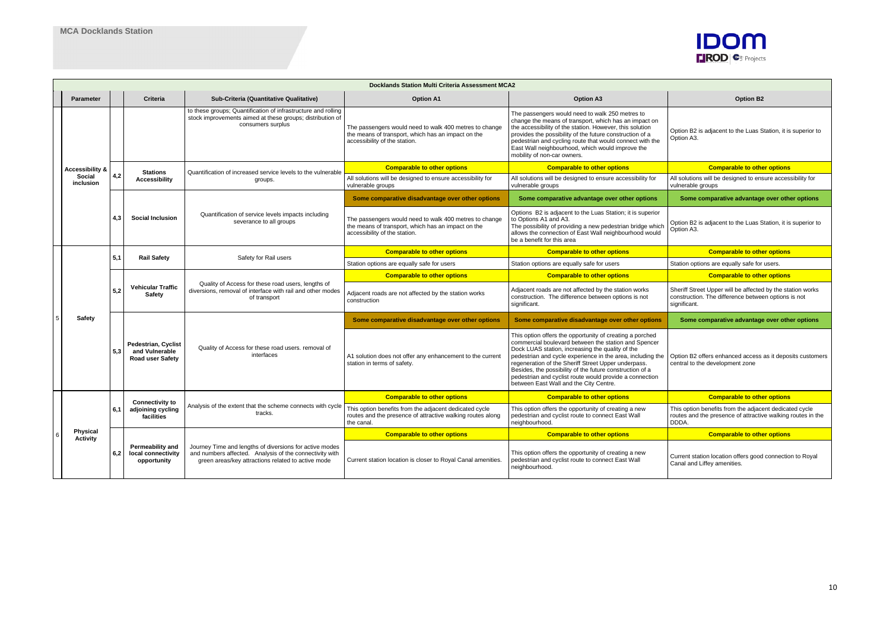## MCA Docklands Station

| | Parameter | | Criteria | Sub-Criteria (Quantitative Qualitative) | Option A1 | Option A3 | Option B2 |
|---|---|---|---|---|---|---|---|
| | | | | to these groups; Quantification of infrastructure and rolling stock improvements aimed at these groups; distribution of consumers surplus | The passengers would need to walk 400 metres to change the means of transport, which has an impact on the accessibility of the station. | The passengers would need to walk 250 metres to change the means of transport, which has an impact on the accessibility of the station. However, this solution provides the possibility of the future construction of a pedestrian and cycling route that would connect with the East Wall neighbourhood, which would improve the mobility of non-car owners. | Option B2 is adjacent to the Luas Station, it is superior to Option A3. |
| | Accessibility & Social inclusion | 4,2 | Stations Accessibility | Quantification of increased service levels to the vulnerable groups. | **Comparable to other options** | **Comparable to other options** | **Comparable to other options** |
| | | | | | All solutions will be designed to ensure accessibility for vulnerable groups | All solutions will be designed to ensure accessibility for vulnerable groups | All solutions will be designed to ensure accessibility for vulnerable groups |
| | | 4,3 | Social Inclusion | Quantification of service levels impacts including severance to all groups | **Some comparative disadvantage over other options** | **Some comparative advantage over other options** | **Some comparative advantage over other options** |
| | | | | | The passengers would need to walk 400 metres to change the means of transport, which has an impact on the accessibility of the station. | Options B2 is adjacent to the Luas Station; it is superior to Options A1 and A3. The possibility of providing a new pedestrian bridge which allows the connection of East Wall neighbourhood would be a benefit for this area | Option B2 is adjacent to the Luas Station, it is superior to Option A3. |
| 5 | Safety | 5,1 | Rail Safety | Safety for Rail users | **Comparable to other options** | **Comparable to other options** | **Comparable to other options** |
| | | | | | Station options are equally safe for users | Station options are equally safe for users | Station options are equally safe for users. |
| | | 5,2 | Vehicular Traffic Safety | Quality of Access for these road users, lengths of diversions, removal of interface with rail and other modes of transport | **Comparable to other options** | **Comparable to other options** | **Comparable to other options** |
| | | | | | Adjacent roads are not affected by the station works construction | Adjacent roads are not affected by the station works construction. The difference between options is not significant. | Sheriff Street Upper will be affected by the station works construction. The difference between options is not significant. |
| | | 5,3 | Pedestrian, Cyclist and Vulnerable Road user Safety | Quality of Access for these road users. removal of interfaces | **Some comparative disadvantage over other options** | **Some comparative disadvantage over other options** | **Some comparative advantage over other options** |
| | | | | | A1 solution does not offer any enhancement to the current station in terms of safety. | This option offers the opportunity of creating a porched commercial boulevard between the station and Spencer Dock LUAS station, increasing the quality of the pedestrian and cycle experience in the area, including the regeneration of the Sheriff Street Upper underpass. Besides, the possibility of the future construction of a pedestrian and cyclist route would provide a connection between East Wall and the City Centre. | Option B2 offers enhanced access as it deposits customers central to the development zone |
| 6 | Physical Activity | 6,1 | Connectivity to adjoining cycling facilities | Analysis of the extent that the scheme connects with cycle tracks. | **Comparable to other options** | **Comparable to other options** | **Comparable to other options** |
| | | | | | This option benefits from the adjacent dedicated cycle routes and the presence of attractive walking routes along the canal. | This option offers the opportunity of creating a new pedestrian and cyclist route to connect East Wall neighbourhood. | This option benefits from the adjacent dedicated cycle routes and the presence of attractive walking routes in the DDDA. |
| | | 6,2 | Permeability and local connectivity opportunity | Journey Time and lengths of diversions for active modes and numbers affected. Analysis of the connectivity with green areas/key attractions related to active mode | **Comparable to other options** | **Comparable to other options** | **Comparable to other options** |
| | | | | | Current station location is closer to Royal Canal amenities. | This option offers the opportunity of creating a new pedestrian and cyclist route to connect East Wall neighbourhood. | Current station location offers good connection to Royal Canal and Liffey amenities. |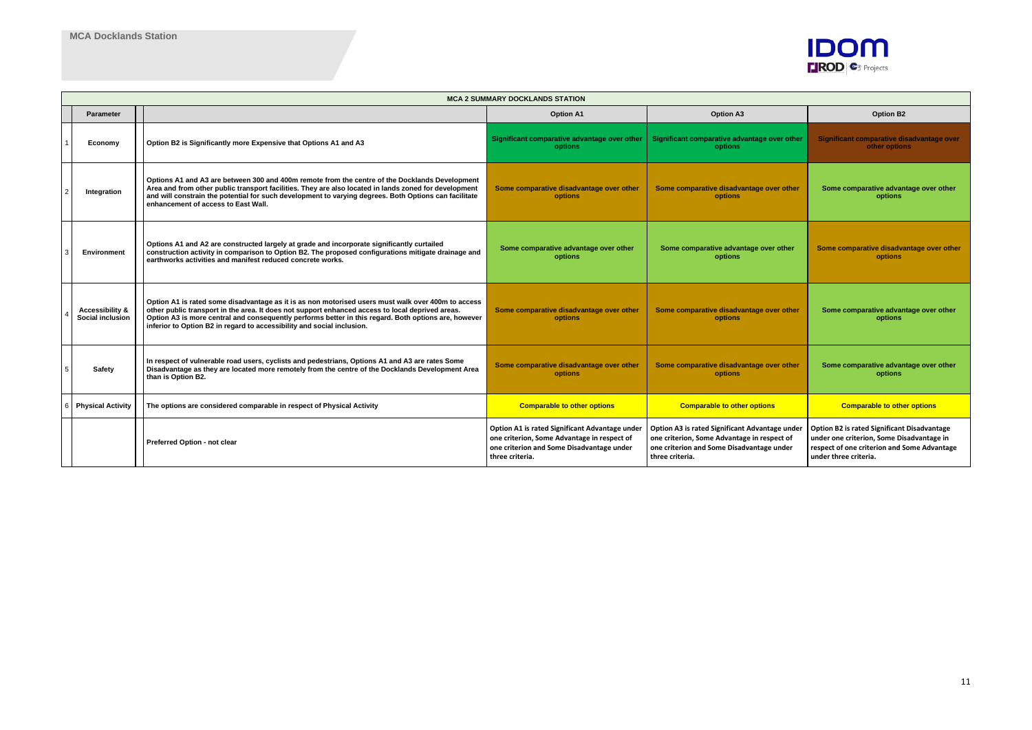## MCA Docklands Station

| MCA 2 SUMMARY DOCKLANDS STATION | | | | | |
|---|---|---|---|---|---|
| | **Parameter** | | **Option A1** | **Option A3** | **Option B2** |
| 1 | **Economy** | Option B2 is Significantly more Expensive that Options A1 and A3 | Significant comparative advantage over other options | Significant comparative advantage over other options | Significant comparative disadvantage over other options |
| 2 | **Integration** | Options A1 and A3 are between 300 and 400m remote from the centre of the Docklands Development Area and from other public transport facilities. They are also located in lands zoned for development and will constrain the potential for such development to varying degrees. Both Options can facilitate enhancement of access to East Wall. | Some comparative disadvantage over other options | Some comparative disadvantage over other options | Some comparative advantage over other options |
| 3 | **Environment** | Options A1 and A2 are constructed largely at grade and incorporate significantly curtailed construction activity in comparison to Option B2. The proposed configurations mitigate drainage and earthworks activities and manifest reduced concrete works. | Some comparative advantage over other options | Some comparative advantage over other options | Some comparative disadvantage over other options |
| 4 | **Accessibility & Social inclusion** | Option A1 is rated some disadvantage as it is as non motorised users must walk over 400m to access other public transport in the area. It does not support enhanced access to local deprived areas. Option A3 is more central and consequently performs better in this regard. Both options are, however inferior to Option B2 in regard to accessibility and social inclusion. | Some comparative disadvantage over other options | Some comparative disadvantage over other options | Some comparative advantage over other options |
| 5 | **Safety** | In respect of vulnerable road users, cyclists and pedestrians, Options A1 and A3 are rates Some Disadvantage as they are located more remotely from the centre of the Docklands Development Area than is Option B2. | Some comparative disadvantage over other options | Some comparative disadvantage over other options | Some comparative advantage over other options |
| 6 | **Physical Activity** | The options are considered comparable in respect of Physical Activity | Comparable to other options | Comparable to other options | Comparable to other options |
| | | Preferred Option - not clear | Option A1 is rated Significant Advantage under one criterion, Some Advantage in respect of one criterion and Some Disadvantage under three criteria. | Option A3 is rated Significant Advantage under one criterion, Some Advantage in respect of one criterion and Some Disadvantage under three criteria. | Option B2 is rated Significant Disadvantage under one criterion, Some Disadvantage in respect of one criterion and Some Advantage under three criteria. |